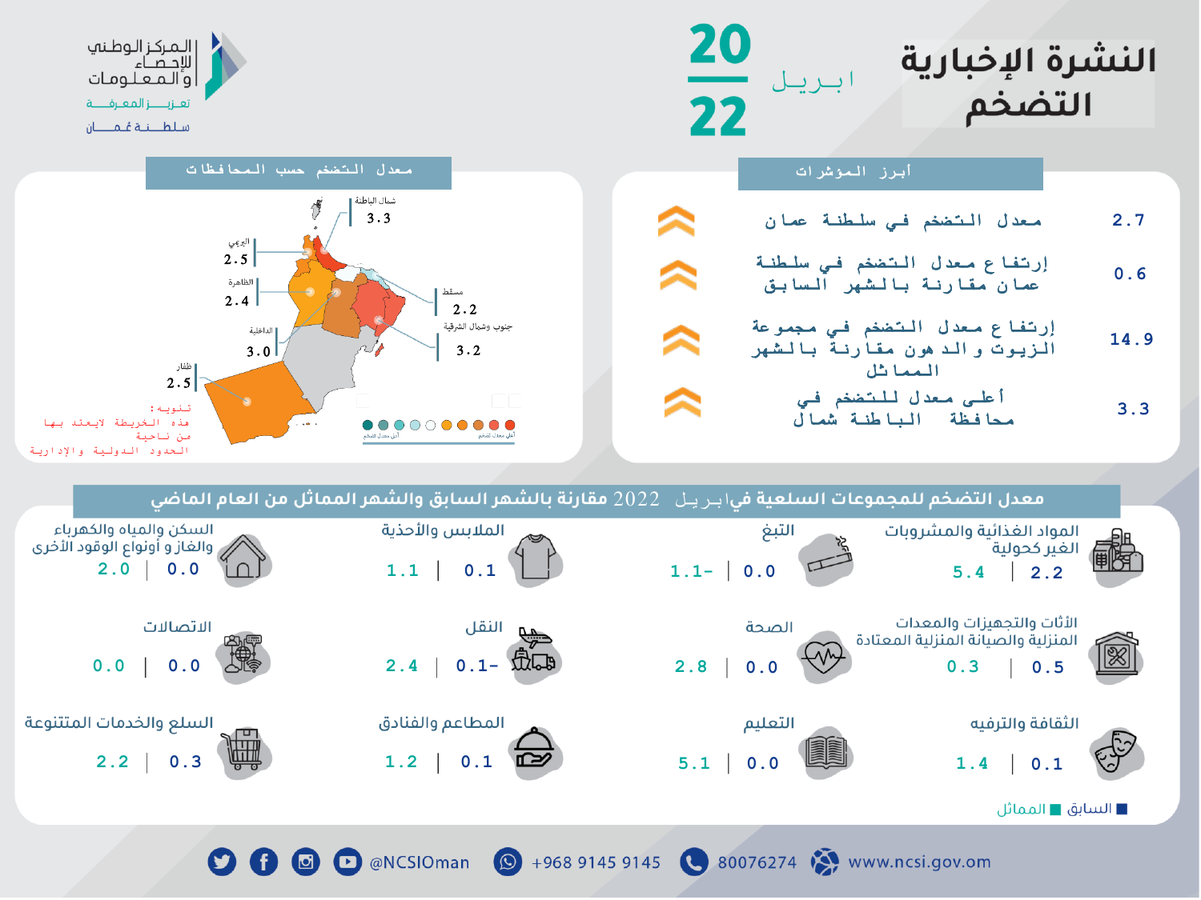# النشرة الإخبارية التضخم

ابريل 2022

المركز الوطني للإحصاء والمعلومات
تعزيز المعرفة
سلطنة عُمان

## أبرز المؤشرات

| | |
|---|---|
| معدل التضخم في سلطنة عمان | 2.7 |
| إرتفاع معدل التضخم في سلطنة عمان مقارنة بالشهر السابق | 0.6 |
| إرتفاع معدل التضخم في مجموعة الزيوت والدهون مقارنة بالشهر المماثل | 14.9 |
| أعلى معدل للتضخم في محافظة شمال الباطنة | 3.3 |

## معدل التضخم حسب المحافظات

| المحافظة | المعدل |
|---|---|
| شمال الباطنة | 3.3 |
| البريمي | 2.5 |
| الظاهرة | 2.4 |
| مسقط | 2.2 |
| جنوب وشمال الشرقية | 3.2 |
| الداخلية | 3.0 |
| ظفار | 2.5 |

أعلى معدل تضخم — أقل معدل تضخم

تنويه: هذه الخريطة لايعتد بها من ناحية الحدود الدولية والإدارية

## معدل التضخم للمجموعات السلعية في ابريل 2022 مقارنة بالشهر السابق والشهر المماثل من العام الماضي

| المجموعة | المماثل | السابق |
|---|---|---|
| المواد الغذائية والمشروبات الغير كحولية | 5.4 | 2.2 |
| التبغ | 1.1- | 0.0 |
| الملابس والأحذية | 1.1 | 0.1 |
| السكن والمياه والكهرباء والغاز و أنواع الوقود الأخرى | 2.0 | 0.0 |
| الأثاث والتجهيزات والمعدات المنزلية والصيانة المنزلية المعتادة | 0.3 | 0.5 |
| الصحة | 2.8 | 0.0 |
| النقل | 2.4 | 0.1- |
| الاتصالات | 0.0 | 0.0 |
| الثقافة والترفيه | 1.4 | 0.1 |
| التعليم | 5.1 | 0.0 |
| المطاعم والفنادق | 1.2 | 0.1 |
| السلع والخدمات المتنوعة | 2.2 | 0.3 |

■ السابق ■ المماثل

@NCSIOman | +968 9145 9145 | 80076274 | www.ncsi.gov.om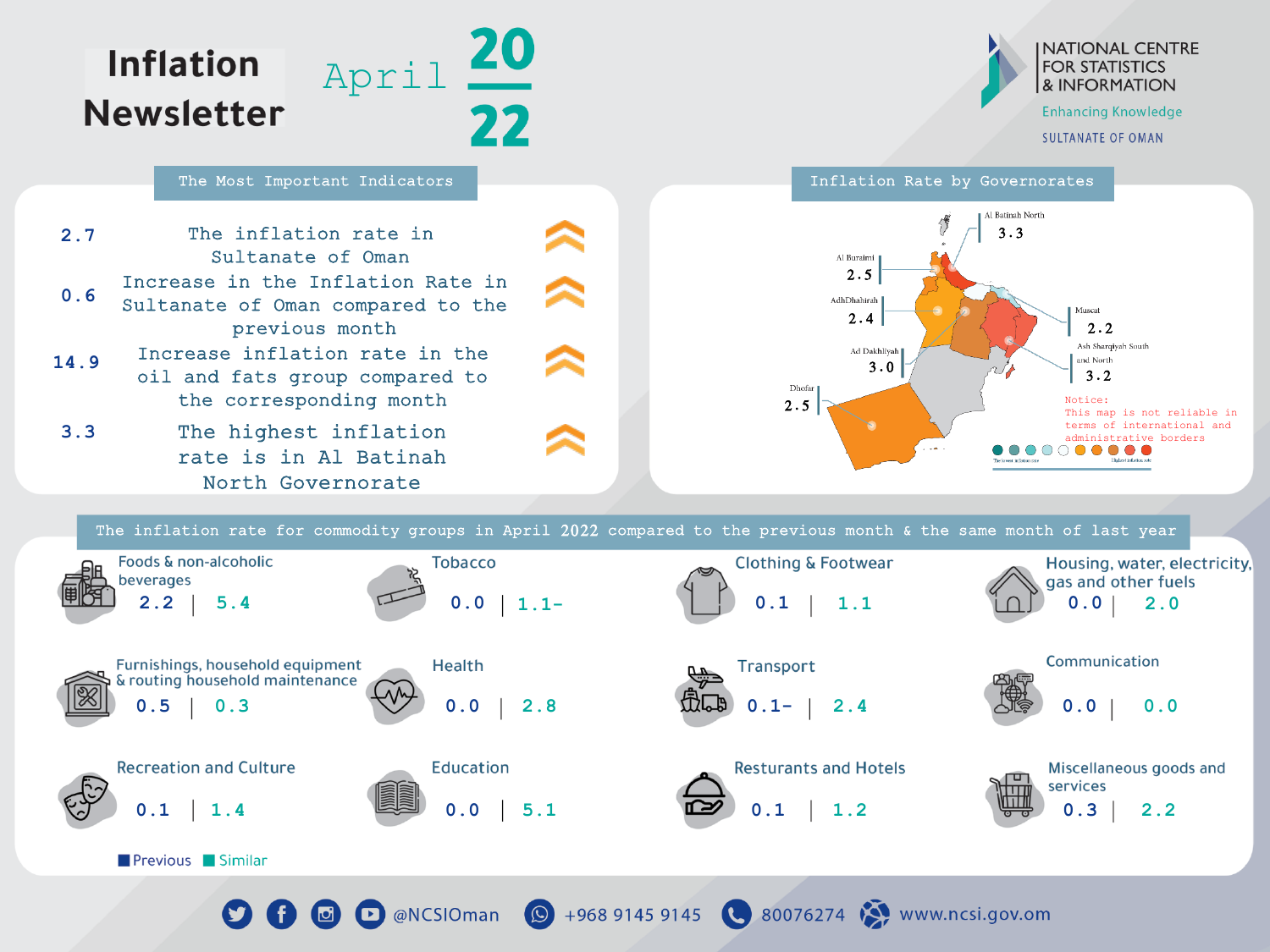# Inflation Newsletter

April 2022

NATIONAL CENTRE FOR STATISTICS & INFORMATION
Enhancing Knowledge
SULTANATE OF OMAN

## The Most Important Indicators

| | |
|---|---|
| 2.7 | The inflation rate in Sultanate of Oman |
| 0.6 | Increase in the Inflation Rate in Sultanate of Oman compared to the previous month |
| 14.9 | Increase inflation rate in the oil and fats group compared to the corresponding month |
| 3.3 | The highest inflation rate is in Al Batinah North Governorate |

## Inflation Rate by Governorates

Al Batinah North 3.3
Al Buraimi 2.5
AdhDhahirah 2.4
Muscat 2.2
Ad Dakhliyah 3.0
Ash Sharqiyah South and North 3.2
Dhofar 2.5

Notice: This map is not reliable in terms of international and administrative borders

## The inflation rate for commodity groups in April 2022 compared to the previous month & the same month of last year

| Group | Previous | Similar |
|---|---|---|
| Foods & non-alcoholic beverages | 2.2 | 5.4 |
| Tobacco | 0.0 | 1.1- |
| Clothing & Footwear | 0.1 | 1.1 |
| Housing, water, electricity, gas and other fuels | 0.0 | 2.0 |
| Furnishings, household equipment & routing household maintenance | 0.5 | 0.3 |
| Health | 0.0 | 2.8 |
| Transport | 0.1- | 2.4 |
| Communication | 0.0 | 0.0 |
| Recreation and Culture | 0.1 | 1.4 |
| Education | 0.0 | 5.1 |
| Resturants and Hotels | 0.1 | 1.2 |
| Miscellaneous goods and services | 0.3 | 2.2 |

Previous   Similar

@NCSIOman   +968 9145 9145   80076274   www.ncsi.gov.om